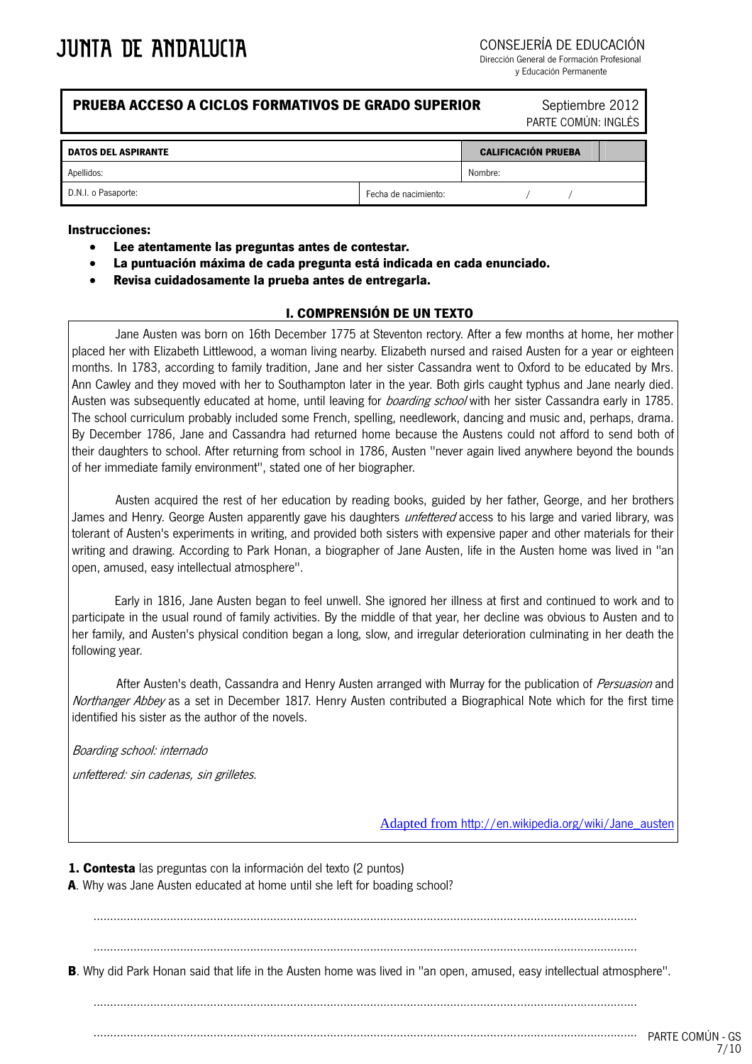JUNTA DE ANDALUCIA

CONSEJERÍA DE EDUCACIÓN
Dirección General de Formación Profesional
y Educación Permanente

| **PRUEBA ACCESO A CICLOS FORMATIVOS DE GRADO SUPERIOR** | Septiembre 2012 PARTE COMÚN: INGLÉS |
|---|---|

| **DATOS DEL ASPIRANTE** | | **CALIFICACIÓN PRUEBA** | |
|---|---|---|---|
| Apellidos: | | Nombre: | |
| D.N.I. o Pasaporte: | Fecha de nacimiento: / / | | |

**Instrucciones:**

- **Lee atentamente las preguntas antes de contestar.**
- **La puntuación máxima de cada pregunta está indicada en cada enunciado.**
- **Revisa cuidadosamente la prueba antes de entregarla.**

## I. COMPRENSIÓN DE UN TEXTO

Jane Austen was born on 16th December 1775 at Steventon rectory. After a few months at home, her mother placed her with Elizabeth Littlewood, a woman living nearby. Elizabeth nursed and raised Austen for a year or eighteen months. In 1783, according to family tradition, Jane and her sister Cassandra went to Oxford to be educated by Mrs. Ann Cawley and they moved with her to Southampton later in the year. Both girls caught typhus and Jane nearly died. Austen was subsequently educated at home, until leaving for *boarding school* with her sister Cassandra early in 1785. The school curriculum probably included some French, spelling, needlework, dancing and music and, perhaps, drama. By December 1786, Jane and Cassandra had returned home because the Austens could not afford to send both of their daughters to school. After returning from school in 1786, Austen "never again lived anywhere beyond the bounds of her immediate family environment", stated one of her biographer.

Austen acquired the rest of her education by reading books, guided by her father, George, and her brothers James and Henry. George Austen apparently gave his daughters *unfettered* access to his large and varied library, was tolerant of Austen's experiments in writing, and provided both sisters with expensive paper and other materials for their writing and drawing. According to Park Honan, a biographer of Jane Austen, life in the Austen home was lived in "an open, amused, easy intellectual atmosphere".

Early in 1816, Jane Austen began to feel unwell. She ignored her illness at first and continued to work and to participate in the usual round of family activities. By the middle of that year, her decline was obvious to Austen and to her family, and Austen's physical condition began a long, slow, and irregular deterioration culminating in her death the following year.

After Austen's death, Cassandra and Henry Austen arranged with Murray for the publication of *Persuasion* and *Northanger Abbey* as a set in December 1817. Henry Austen contributed a Biographical Note which for the first time identified his sister as the author of the novels.

*Boarding school: internado*

*unfettered: sin cadenas, sin grilletes.*

Adapted from http://en.wikipedia.org/wiki/Jane_austen

**1. Contesta** las preguntas con la información del texto (2 puntos)

**A**. Why was Jane Austen educated at home until she left for boading school?

..............................................................................................................................................

..............................................................................................................................................

**B**. Why did Park Honan said that life in the Austen home was lived in "an open, amused, easy intellectual atmosphere".

..............................................................................................................................................

..............................................................................................................................................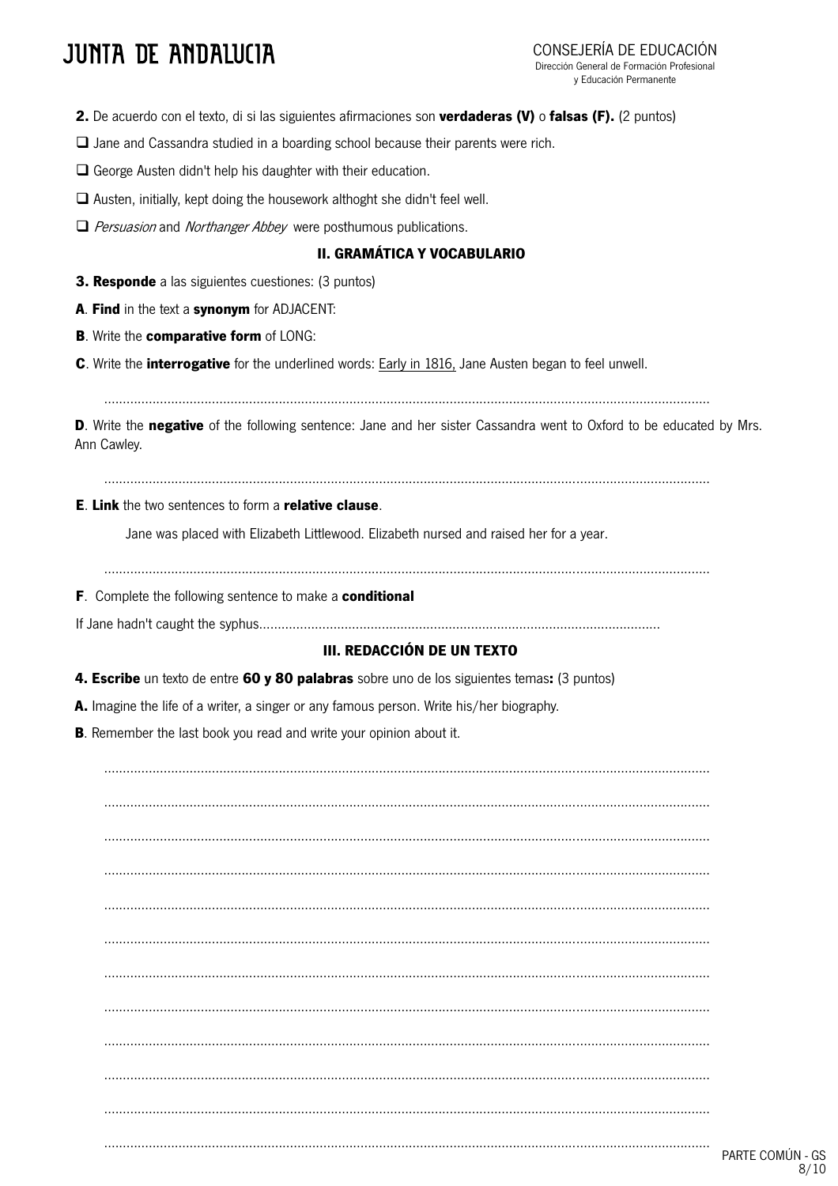**2.** De acuerdo con el texto, di si las siguientes afirmaciones son **verdaderas (V)** o **falsas (F).** (2 puntos)

❑ Jane and Cassandra studied in a boarding school because their parents were rich.

❑ George Austen didn't help his daughter with their education.

❑ Austen, initially, kept doing the housework althoght she didn't feel well.

❑ *Persuasion* and *Northanger Abbey* were posthumous publications.

## II. GRAMÁTICA Y VOCABULARIO

**3. Responde** a las siguientes cuestiones: (3 puntos)

**A**. **Find** in the text a **synonym** for ADJACENT:

**B**. Write the **comparative form** of LONG:

**C**. Write the **interrogative** for the underlined words: Early in 1816, Jane Austen began to feel unwell.

..................................................................................................................................................................

**D**. Write the **negative** of the following sentence: Jane and her sister Cassandra went to Oxford to be educated by Mrs. Ann Cawley.

..................................................................................................................................................................

**E**. **Link** the two sentences to form a **relative clause**.

Jane was placed with Elizabeth Littlewood. Elizabeth nursed and raised her for a year.

..................................................................................................................................................................

**F**. Complete the following sentence to make a **conditional**

If Jane hadn't caught the syphus............................................................................................................

## III. REDACCIÓN DE UN TEXTO

**4. Escribe** un texto de entre **60 y 80 palabras** sobre uno de los siguientes temas**:** (3 puntos)

**A.** Imagine the life of a writer, a singer or any famous person. Write his/her biography.

**B**. Remember the last book you read and write your opinion about it.

..................................................................................................................................................................

..................................................................................................................................................................

..................................................................................................................................................................

..................................................................................................................................................................

..................................................................................................................................................................

..................................................................................................................................................................

..................................................................................................................................................................

..................................................................................................................................................................

..................................................................................................................................................................

..................................................................................................................................................................

..................................................................................................................................................................

..................................................................................................................................................................